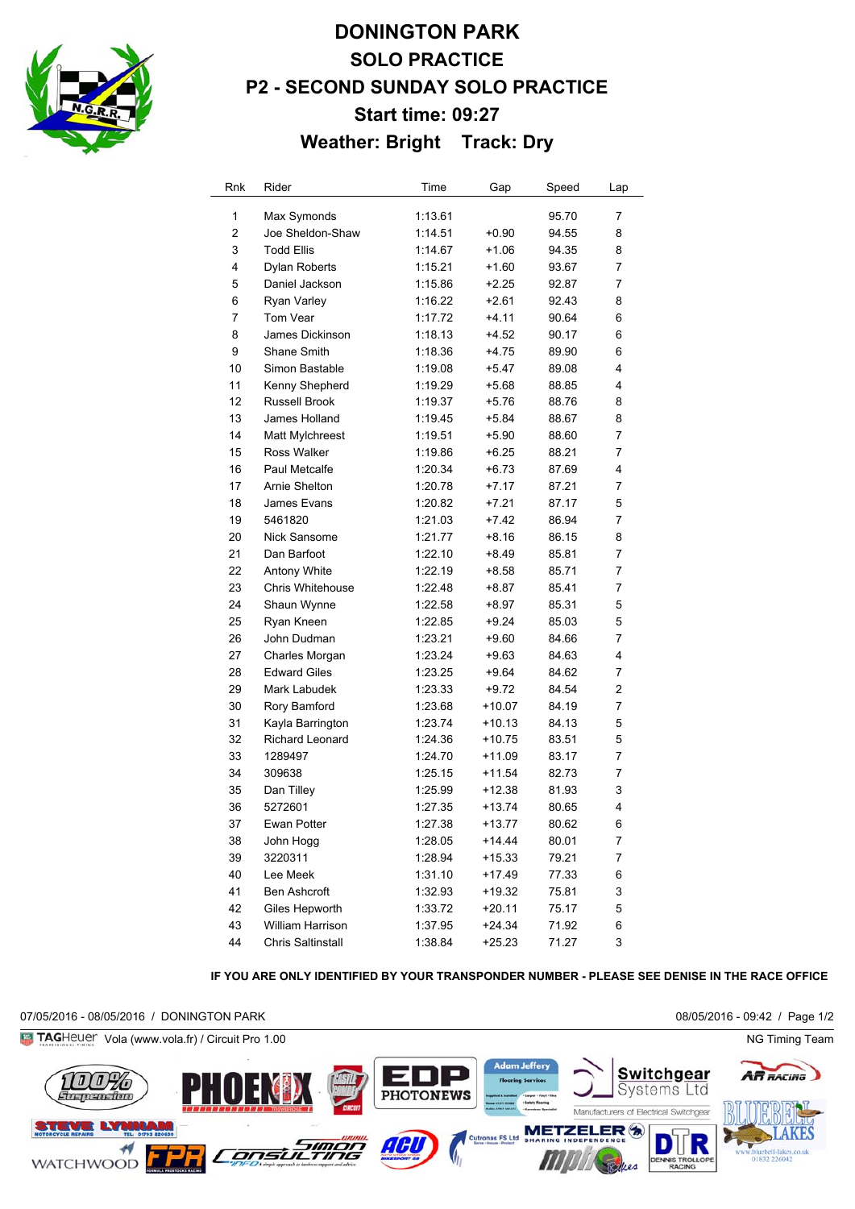# DONINGTON PARK

## SOLO PRACTICE

## P2 - SECOND SUNDAY SOLO PRACTICE

### Start time: 09:27

### Weather: Bright Track: Dry

| Rnk | Rider | Time | Gap | Speed | Lap |
|---|---|---|---|---|---|
| 1 | Max Symonds | 1:13.61 | | 95.70 | 7 |
| 2 | Joe Sheldon-Shaw | 1:14.51 | +0.90 | 94.55 | 8 |
| 3 | Todd Ellis | 1:14.67 | +1.06 | 94.35 | 8 |
| 4 | Dylan Roberts | 1:15.21 | +1.60 | 93.67 | 7 |
| 5 | Daniel Jackson | 1:15.86 | +2.25 | 92.87 | 7 |
| 6 | Ryan Varley | 1:16.22 | +2.61 | 92.43 | 8 |
| 7 | Tom Vear | 1:17.72 | +4.11 | 90.64 | 6 |
| 8 | James Dickinson | 1:18.13 | +4.52 | 90.17 | 6 |
| 9 | Shane Smith | 1:18.36 | +4.75 | 89.90 | 6 |
| 10 | Simon Bastable | 1:19.08 | +5.47 | 89.08 | 4 |
| 11 | Kenny Shepherd | 1:19.29 | +5.68 | 88.85 | 4 |
| 12 | Russell Brook | 1:19.37 | +5.76 | 88.76 | 8 |
| 13 | James Holland | 1:19.45 | +5.84 | 88.67 | 8 |
| 14 | Matt Mylchreest | 1:19.51 | +5.90 | 88.60 | 7 |
| 15 | Ross Walker | 1:19.86 | +6.25 | 88.21 | 7 |
| 16 | Paul Metcalfe | 1:20.34 | +6.73 | 87.69 | 4 |
| 17 | Arnie Shelton | 1:20.78 | +7.17 | 87.21 | 7 |
| 18 | James Evans | 1:20.82 | +7.21 | 87.17 | 5 |
| 19 | 5461820 | 1:21.03 | +7.42 | 86.94 | 7 |
| 20 | Nick Sansome | 1:21.77 | +8.16 | 86.15 | 8 |
| 21 | Dan Barfoot | 1:22.10 | +8.49 | 85.81 | 7 |
| 22 | Antony White | 1:22.19 | +8.58 | 85.71 | 7 |
| 23 | Chris Whitehouse | 1:22.48 | +8.87 | 85.41 | 7 |
| 24 | Shaun Wynne | 1:22.58 | +8.97 | 85.31 | 5 |
| 25 | Ryan Kneen | 1:22.85 | +9.24 | 85.03 | 5 |
| 26 | John Dudman | 1:23.21 | +9.60 | 84.66 | 7 |
| 27 | Charles Morgan | 1:23.24 | +9.63 | 84.63 | 4 |
| 28 | Edward Giles | 1:23.25 | +9.64 | 84.62 | 7 |
| 29 | Mark Labudek | 1:23.33 | +9.72 | 84.54 | 2 |
| 30 | Rory Bamford | 1:23.68 | +10.07 | 84.19 | 7 |
| 31 | Kayla Barrington | 1:23.74 | +10.13 | 84.13 | 5 |
| 32 | Richard Leonard | 1:24.36 | +10.75 | 83.51 | 5 |
| 33 | 1289497 | 1:24.70 | +11.09 | 83.17 | 7 |
| 34 | 309638 | 1:25.15 | +11.54 | 82.73 | 7 |
| 35 | Dan Tilley | 1:25.99 | +12.38 | 81.93 | 3 |
| 36 | 5272601 | 1:27.35 | +13.74 | 80.65 | 4 |
| 37 | Ewan Potter | 1:27.38 | +13.77 | 80.62 | 6 |
| 38 | John Hogg | 1:28.05 | +14.44 | 80.01 | 7 |
| 39 | 3220311 | 1:28.94 | +15.33 | 79.21 | 7 |
| 40 | Lee Meek | 1:31.10 | +17.49 | 77.33 | 6 |
| 41 | Ben Ashcroft | 1:32.93 | +19.32 | 75.81 | 3 |
| 42 | Giles Hepworth | 1:33.72 | +20.11 | 75.17 | 5 |
| 43 | William Harrison | 1:37.95 | +24.34 | 71.92 | 6 |
| 44 | Chris Saltinstall | 1:38.84 | +25.23 | 71.27 | 3 |

**IF YOU ARE ONLY IDENTIFIED BY YOUR TRANSPONDER NUMBER - PLEASE SEE DENISE IN THE RACE OFFICE**

07/05/2016 - 08/05/2016 / DONINGTON PARK

08/05/2016 - 09:42

TAGHeuer Vola (www.vola.fr) / Circuit Pro 1.00

NG Timing Team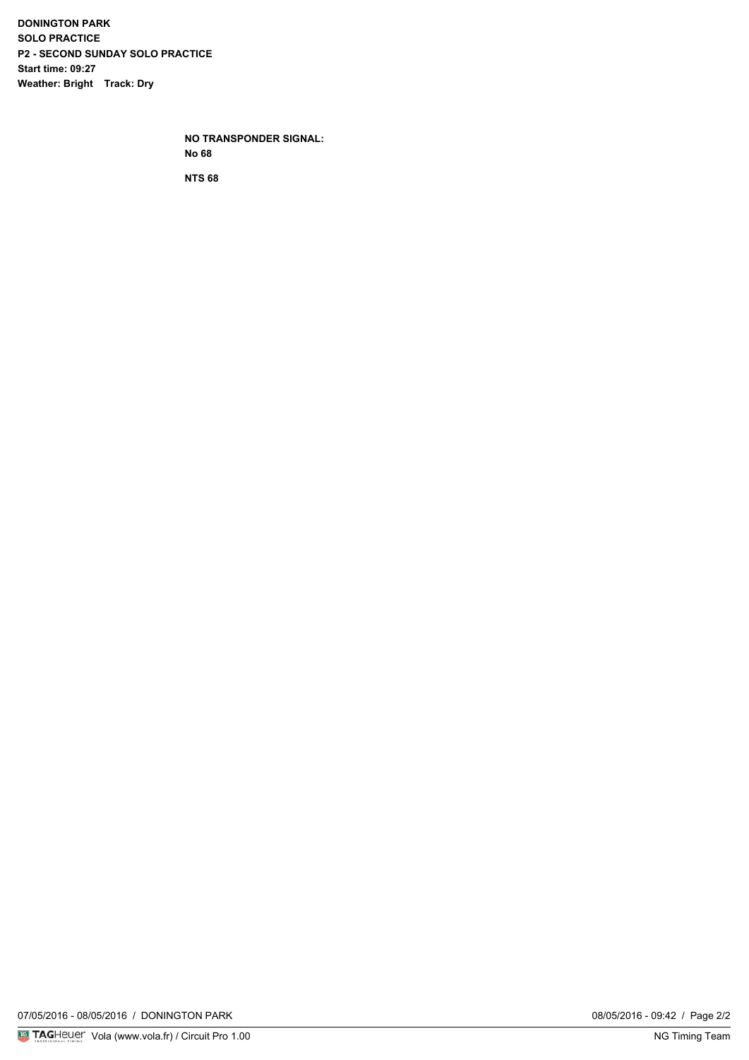**DONINGTON PARK**
**SOLO PRACTICE**
**P2 - SECOND SUNDAY SOLO PRACTICE**
**Start time: 09:27**
**Weather: Bright    Track: Dry**

**NO TRANSPONDER SIGNAL:**
**No 68**

**NTS 68**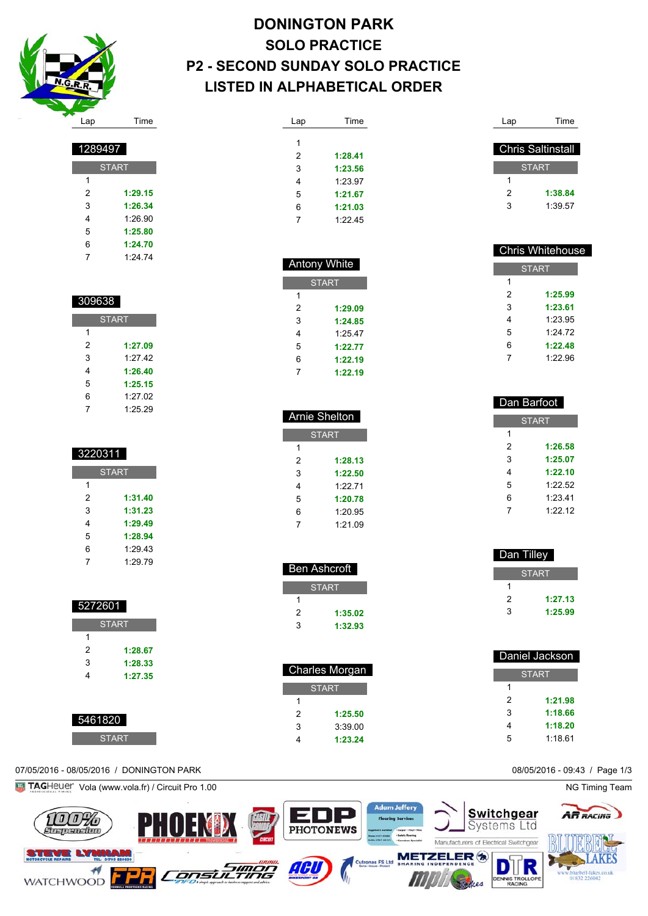# DONINGTON PARK
## SOLO PRACTICE
## P2 - SECOND SUNDAY SOLO PRACTICE
## LISTED IN ALPHABETICAL ORDER

### 1289497

| Lap | Time |
|---|---|
| START | |
| 1 | |
| 2 | **1:29.15** |
| 3 | **1:26.34** |
| 4 | 1:26.90 |
| 5 | **1:25.80** |
| 6 | **1:24.70** |
| 7 | 1:24.74 |

### 309638

| Lap | Time |
|---|---|
| START | |
| 1 | |
| 2 | **1:27.09** |
| 3 | 1:27.42 |
| 4 | **1:26.40** |
| 5 | **1:25.15** |
| 6 | 1:27.02 |
| 7 | 1:25.29 |

### 3220311

| Lap | Time |
|---|---|
| START | |
| 1 | |
| 2 | **1:31.40** |
| 3 | **1:31.23** |
| 4 | **1:29.49** |
| 5 | **1:28.94** |
| 6 | 1:29.43 |
| 7 | 1:29.79 |

### 5272601

| Lap | Time |
|---|---|
| START | |
| 1 | |
| 2 | **1:28.67** |
| 3 | **1:28.33** |
| 4 | **1:27.35** |

### 5461820

| Lap | Time |
|---|---|
| START | |
| 1 | |
| 2 | **1:28.41** |
| 3 | **1:23.56** |
| 4 | 1:23.97 |
| 5 | **1:21.67** |
| 6 | **1:21.03** |
| 7 | 1:22.45 |

### Antony White

| Lap | Time |
|---|---|
| START | |
| 1 | |
| 2 | **1:29.09** |
| 3 | **1:24.85** |
| 4 | 1:25.47 |
| 5 | **1:22.77** |
| 6 | **1:22.19** |
| 7 | **1:22.19** |

### Arnie Shelton

| Lap | Time |
|---|---|
| START | |
| 1 | |
| 2 | **1:28.13** |
| 3 | **1:22.50** |
| 4 | 1:22.71 |
| 5 | **1:20.78** |
| 6 | 1:20.95 |
| 7 | 1:21.09 |

### Ben Ashcroft

| Lap | Time |
|---|---|
| START | |
| 1 | |
| 2 | **1:35.02** |
| 3 | **1:32.93** |

### Charles Morgan

| Lap | Time |
|---|---|
| START | |
| 1 | |
| 2 | **1:25.50** |
| 3 | 3:39.00 |
| 4 | **1:23.24** |

### Chris Saltinstall

| Lap | Time |
|---|---|
| START | |
| 1 | |
| 2 | **1:38.84** |
| 3 | 1:39.57 |

### Chris Whitehouse

| Lap | Time |
|---|---|
| START | |
| 1 | |
| 2 | **1:25.99** |
| 3 | **1:23.61** |
| 4 | 1:23.95 |
| 5 | 1:24.72 |
| 6 | **1:22.48** |
| 7 | 1:22.96 |

### Dan Barfoot

| Lap | Time |
|---|---|
| START | |
| 1 | |
| 2 | **1:26.58** |
| 3 | **1:25.07** |
| 4 | **1:22.10** |
| 5 | 1:22.52 |
| 6 | 1:23.41 |
| 7 | 1:22.12 |

### Dan Tilley

| Lap | Time |
|---|---|
| START | |
| 1 | |
| 2 | **1:27.13** |
| 3 | **1:25.99** |

### Daniel Jackson

| Lap | Time |
|---|---|
| START | |
| 1 | |
| 2 | **1:21.98** |
| 3 | **1:18.66** |
| 4 | **1:18.20** |
| 5 | 1:18.61 |

07/05/2016 - 08/05/2016 / DONINGTON PARK

08/05/2016 - 09:43

TAGHeuer Vola (www.vola.fr) / Circuit Pro 1.00

NG Timing Team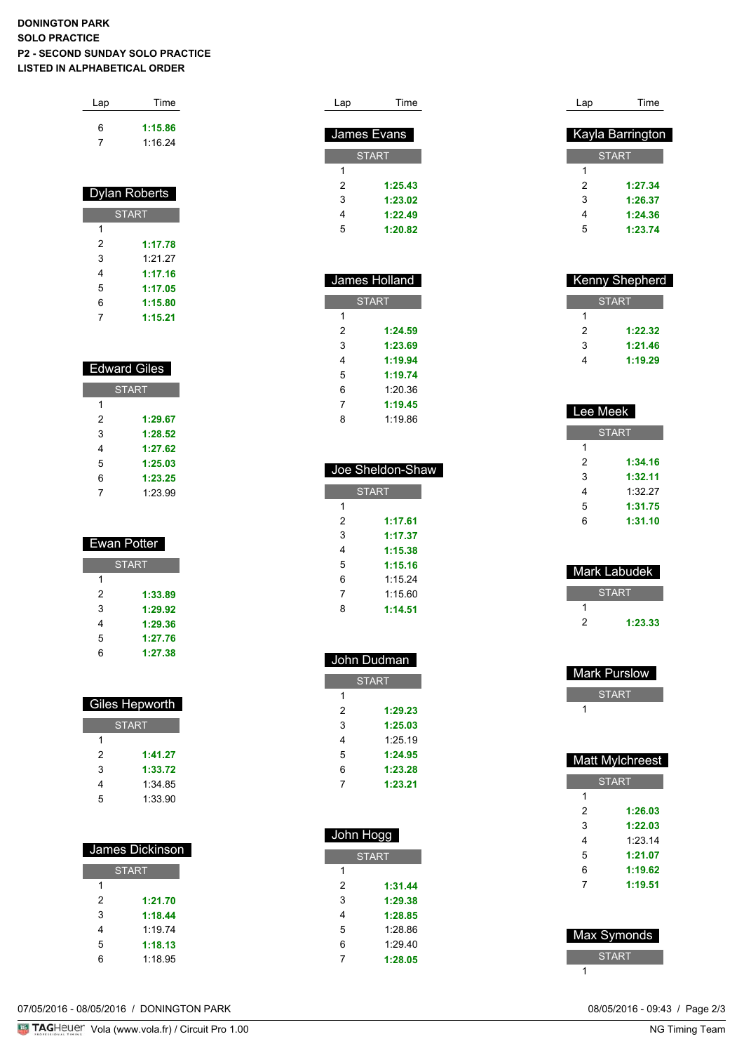**DONINGTON PARK**
**SOLO PRACTICE**
**P2 - SECOND SUNDAY SOLO PRACTICE**
**LISTED IN ALPHABETICAL ORDER**

| Lap | Time |
|---|---|
| 6 | **1:15.86** |
| 7 | 1:16.24 |

### Dylan Roberts

| Lap | Time |
|---|---|
| START | |
| 1 | |
| 2 | **1:17.78** |
| 3 | 1:21.27 |
| 4 | **1:17.16** |
| 5 | **1:17.05** |
| 6 | **1:15.80** |
| 7 | **1:15.21** |

### Edward Giles

| Lap | Time |
|---|---|
| START | |
| 1 | |
| 2 | **1:29.67** |
| 3 | **1:28.52** |
| 4 | **1:27.62** |
| 5 | **1:25.03** |
| 6 | **1:23.25** |
| 7 | 1:23.99 |

### Ewan Potter

| Lap | Time |
|---|---|
| START | |
| 1 | |
| 2 | **1:33.89** |
| 3 | **1:29.92** |
| 4 | **1:29.36** |
| 5 | **1:27.76** |
| 6 | **1:27.38** |

### Giles Hepworth

| Lap | Time |
|---|---|
| START | |
| 1 | |
| 2 | **1:41.27** |
| 3 | **1:33.72** |
| 4 | 1:34.85 |
| 5 | 1:33.90 |

### James Dickinson

| Lap | Time |
|---|---|
| START | |
| 1 | |
| 2 | **1:21.70** |
| 3 | **1:18.44** |
| 4 | 1:19.74 |
| 5 | **1:18.13** |
| 6 | 1:18.95 |

### James Evans

| Lap | Time |
|---|---|
| START | |
| 1 | |
| 2 | **1:25.43** |
| 3 | **1:23.02** |
| 4 | **1:22.49** |
| 5 | **1:20.82** |

### James Holland

| Lap | Time |
|---|---|
| START | |
| 1 | |
| 2 | **1:24.59** |
| 3 | **1:23.69** |
| 4 | **1:19.94** |
| 5 | **1:19.74** |
| 6 | 1:20.36 |
| 7 | **1:19.45** |
| 8 | 1:19.86 |

### Joe Sheldon-Shaw

| Lap | Time |
|---|---|
| START | |
| 1 | |
| 2 | **1:17.61** |
| 3 | **1:17.37** |
| 4 | **1:15.38** |
| 5 | **1:15.16** |
| 6 | 1:15.24 |
| 7 | 1:15.60 |
| 8 | **1:14.51** |

### John Dudman

| Lap | Time |
|---|---|
| START | |
| 1 | |
| 2 | **1:29.23** |
| 3 | **1:25.03** |
| 4 | 1:25.19 |
| 5 | **1:24.95** |
| 6 | **1:23.28** |
| 7 | **1:23.21** |

### John Hogg

| Lap | Time |
|---|---|
| START | |
| 1 | |
| 2 | **1:31.44** |
| 3 | **1:29.38** |
| 4 | **1:28.85** |
| 5 | 1:28.86 |
| 6 | 1:29.40 |
| 7 | **1:28.05** |

### Kayla Barrington

| Lap | Time |
|---|---|
| START | |
| 1 | |
| 2 | **1:27.34** |
| 3 | **1:26.37** |
| 4 | **1:24.36** |
| 5 | **1:23.74** |

### Kenny Shepherd

| Lap | Time |
|---|---|
| START | |
| 1 | |
| 2 | **1:22.32** |
| 3 | **1:21.46** |
| 4 | **1:19.29** |

### Lee Meek

| Lap | Time |
|---|---|
| START | |
| 1 | |
| 2 | **1:34.16** |
| 3 | **1:32.11** |
| 4 | 1:32.27 |
| 5 | **1:31.75** |
| 6 | **1:31.10** |

### Mark Labudek

| Lap | Time |
|---|---|
| START | |
| 1 | |
| 2 | **1:23.33** |

### Mark Purslow

| Lap | Time |
|---|---|
| START | |
| 1 | |

### Matt Mylchreest

| Lap | Time |
|---|---|
| START | |
| 1 | |
| 2 | **1:26.03** |
| 3 | **1:22.03** |
| 4 | 1:23.14 |
| 5 | **1:21.07** |
| 6 | **1:19.62** |
| 7 | **1:19.51** |

### Max Symonds

| Lap | Time |
|---|---|
| START | |
| 1 | |

07/05/2016 - 08/05/2016 / DONINGTON PARK

08/05/2016 - 09:43

TAGHeuer Vola (www.vola.fr) / Circuit Pro 1.00 — NG Timing Team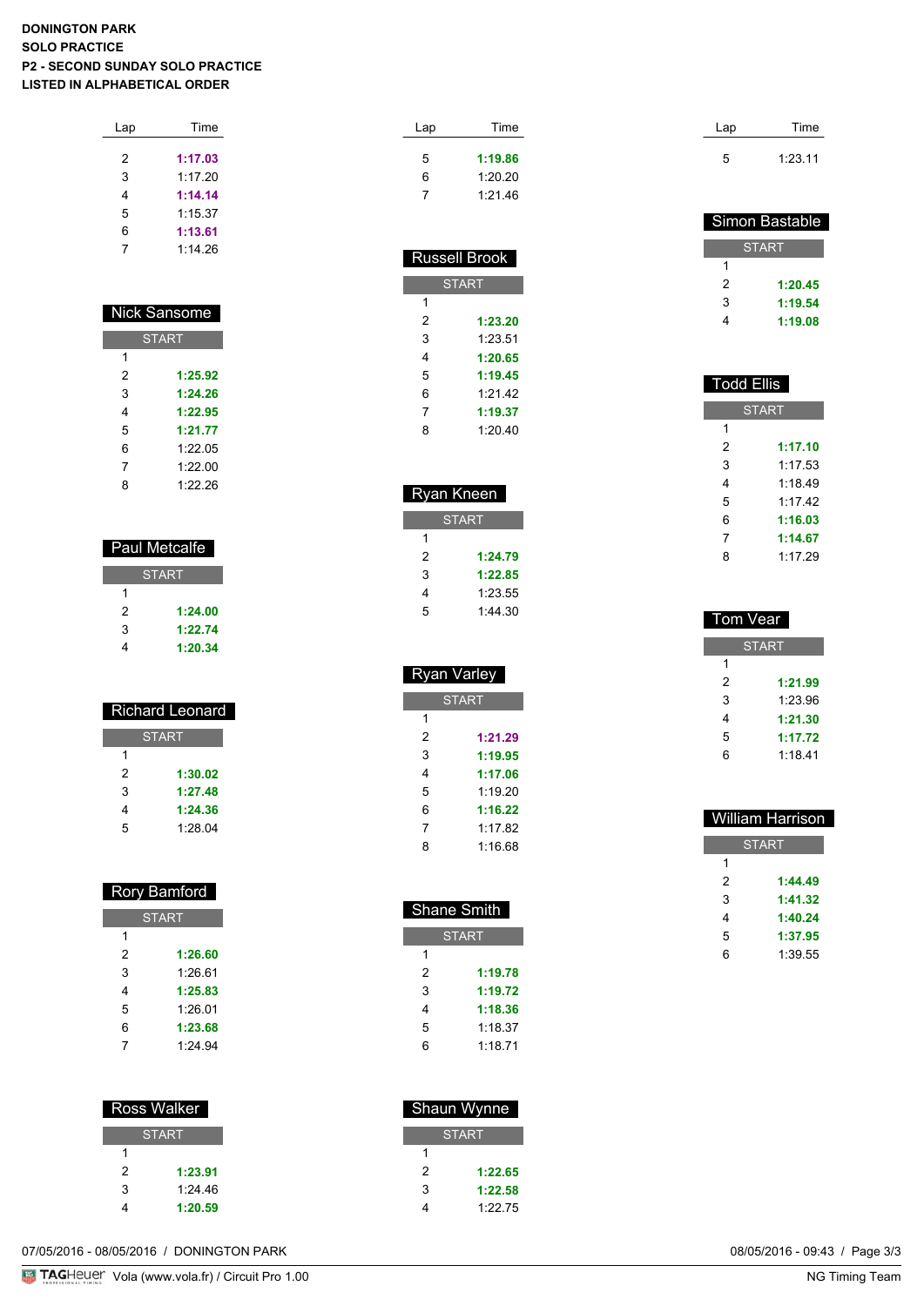**DONINGTON PARK**
**SOLO PRACTICE**
**P2 - SECOND SUNDAY SOLO PRACTICE**
**LISTED IN ALPHABETICAL ORDER**

| Lap | Time |
|---|---|
| 2 | **1:17.03** |
| 3 | 1:17.20 |
| 4 | **1:14.14** |
| 5 | 1:15.37 |
| 6 | **1:13.61** |
| 7 | 1:14.26 |

## Nick Sansome

| Lap | Time |
|---|---|
| START | |
| 1 | |
| 2 | **1:25.92** |
| 3 | **1:24.26** |
| 4 | **1:22.95** |
| 5 | **1:21.77** |
| 6 | 1:22.05 |
| 7 | 1:22.00 |
| 8 | 1:22.26 |

## Paul Metcalfe

| Lap | Time |
|---|---|
| START | |
| 1 | |
| 2 | **1:24.00** |
| 3 | **1:22.74** |
| 4 | **1:20.34** |

## Richard Leonard

| Lap | Time |
|---|---|
| START | |
| 1 | |
| 2 | **1:30.02** |
| 3 | **1:27.48** |
| 4 | **1:24.36** |
| 5 | 1:28.04 |

## Rory Bamford

| Lap | Time |
|---|---|
| START | |
| 1 | |
| 2 | **1:26.60** |
| 3 | 1:26.61 |
| 4 | **1:25.83** |
| 5 | 1:26.01 |
| 6 | **1:23.68** |
| 7 | 1:24.94 |

## Ross Walker

| Lap | Time |
|---|---|
| START | |
| 1 | |
| 2 | **1:23.91** |
| 3 | 1:24.46 |
| 4 | **1:20.59** |

| Lap | Time |
|---|---|
| 5 | **1:19.86** |
| 6 | 1:20.20 |
| 7 | 1:21.46 |

## Russell Brook

| Lap | Time |
|---|---|
| START | |
| 1 | |
| 2 | **1:23.20** |
| 3 | 1:23.51 |
| 4 | **1:20.65** |
| 5 | **1:19.45** |
| 6 | 1:21.42 |
| 7 | **1:19.37** |
| 8 | 1:20.40 |

## Ryan Kneen

| Lap | Time |
|---|---|
| START | |
| 1 | |
| 2 | **1:24.79** |
| 3 | **1:22.85** |
| 4 | 1:23.55 |
| 5 | 1:44.30 |

## Ryan Varley

| Lap | Time |
|---|---|
| START | |
| 1 | |
| 2 | **1:21.29** |
| 3 | **1:19.95** |
| 4 | **1:17.06** |
| 5 | 1:19.20 |
| 6 | **1:16.22** |
| 7 | 1:17.82 |
| 8 | 1:16.68 |

## Shane Smith

| Lap | Time |
|---|---|
| START | |
| 1 | |
| 2 | **1:19.78** |
| 3 | **1:19.72** |
| 4 | **1:18.36** |
| 5 | 1:18.37 |
| 6 | 1:18.71 |

## Shaun Wynne

| Lap | Time |
|---|---|
| START | |
| 1 | |
| 2 | **1:22.65** |
| 3 | **1:22.58** |
| 4 | 1:22.75 |

| Lap | Time |
|---|---|
| 5 | 1:23.11 |

## Simon Bastable

| Lap | Time |
|---|---|
| START | |
| 1 | |
| 2 | **1:20.45** |
| 3 | **1:19.54** |
| 4 | **1:19.08** |

## Todd Ellis

| Lap | Time |
|---|---|
| START | |
| 1 | |
| 2 | **1:17.10** |
| 3 | 1:17.53 |
| 4 | 1:18.49 |
| 5 | 1:17.42 |
| 6 | **1:16.03** |
| 7 | **1:14.67** |
| 8 | 1:17.29 |

## Tom Vear

| Lap | Time |
|---|---|
| START | |
| 1 | |
| 2 | **1:21.99** |
| 3 | 1:23.96 |
| 4 | **1:21.30** |
| 5 | **1:17.72** |
| 6 | 1:18.41 |

## William Harrison

| Lap | Time |
|---|---|
| START | |
| 1 | |
| 2 | **1:44.49** |
| 3 | **1:41.32** |
| 4 | **1:40.24** |
| 5 | **1:37.95** |
| 6 | 1:39.55 |

07/05/2016 - 08/05/2016 / DONINGTON PARK

08/05/2016 - 09:43

TAGHeuer Vola (www.vola.fr) / Circuit Pro 1.00

NG Timing Team